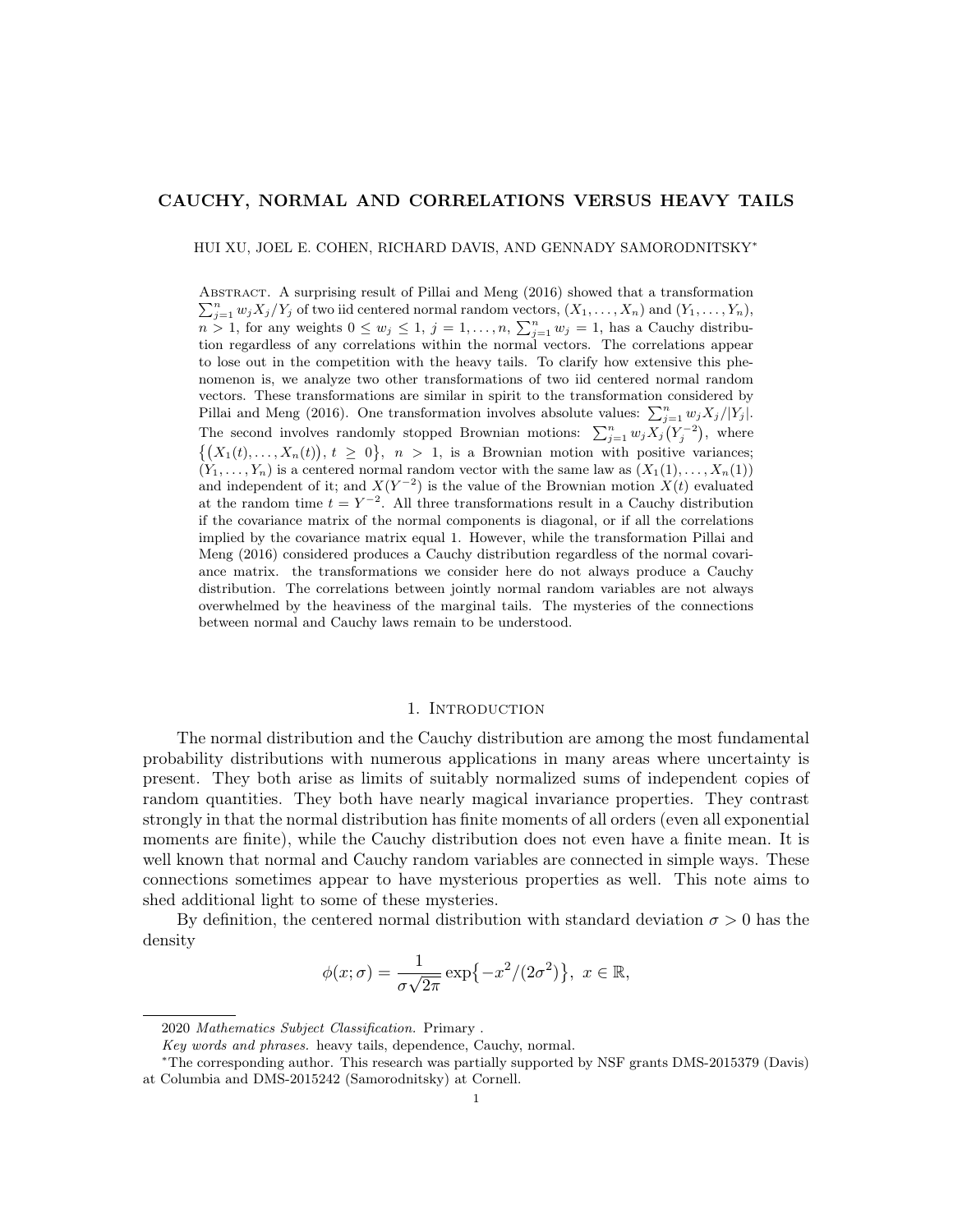# CAUCHY, NORMAL AND CORRELATIONS VERSUS HEAVY TAILS

HUI XU, JOEL E. COHEN, RICHARD DAVIS, AND GENNADY SAMORODNITSKY*

Abstract. A surprising result of Pillai and Meng (2016) showed that a transformation $\sum_{j=1}^{n} w_j X_j / Y_j$ of two iid centered normal random vectors, $(X_1, \ldots, X_n)$ and $(Y_1, \ldots, Y_n)$, $n > 1$, for any weights $0 \le w_j \le 1$, $j = 1, \ldots, n$, $\sum_{j=1}^{n} w_j = 1$, has a Cauchy distribution regardless of any correlations within the normal vectors. The correlations appear to lose out in the competition with the heavy tails. To clarify how extensive this phenomenon is, we analyze two other transformations of two iid centered normal random vectors. These transformations are similar in spirit to the transformation considered by Pillai and Meng (2016). One transformation involves absolute values: $\sum_{j=1}^{n} w_j X_j / |Y_j|$. The second involves randomly stopped Brownian motions: $\sum_{j=1}^{n} w_j X_j\big(Y_j^{-2}\big)$, where $\big\{\big(X_1(t), \ldots, X_n(t)\big),\ t \ge 0\big\}$, $n > 1$, is a Brownian motion with positive variances; $(Y_1, \ldots, Y_n)$ is a centered normal random vector with the same law as $(X_1(1), \ldots, X_n(1))$ and independent of it; and $X(Y^{-2})$ is the value of the Brownian motion $X(t)$ evaluated at the random time $t = Y^{-2}$. All three transformations result in a Cauchy distribution if the covariance matrix of the normal components is diagonal, or if all the correlations implied by the covariance matrix equal 1. However, while the transformation Pillai and Meng (2016) considered produces a Cauchy distribution regardless of the normal covariance matrix. the transformations we consider here do not always produce a Cauchy distribution. The correlations between jointly normal random variables are not always overwhelmed by the heaviness of the marginal tails. The mysteries of the connections between normal and Cauchy laws remain to be understood.

## 1. Introduction

The normal distribution and the Cauchy distribution are among the most fundamental probability distributions with numerous applications in many areas where uncertainty is present. They both arise as limits of suitably normalized sums of independent copies of random quantities. They both have nearly magical invariance properties. They contrast strongly in that the normal distribution has finite moments of all orders (even all exponential moments are finite), while the Cauchy distribution does not even have a finite mean. It is well known that normal and Cauchy random variables are connected in simple ways. These connections sometimes appear to have mysterious properties as well. This note aims to shed additional light to some of these mysteries.

By definition, the centered normal distribution with standard deviation $\sigma > 0$ has the density

$$\phi(x; \sigma) = \frac{1}{\sigma\sqrt{2\pi}} \exp\big\{-x^2/(2\sigma^2)\big\},\ x \in \mathbb{R},$$

---

2020 *Mathematics Subject Classification.* Primary .

*Key words and phrases.* heavy tails, dependence, Cauchy, normal.

*The corresponding author. This research was partially supported by NSF grants DMS-2015379 (Davis) at Columbia and DMS-2015242 (Samorodnitsky) at Cornell.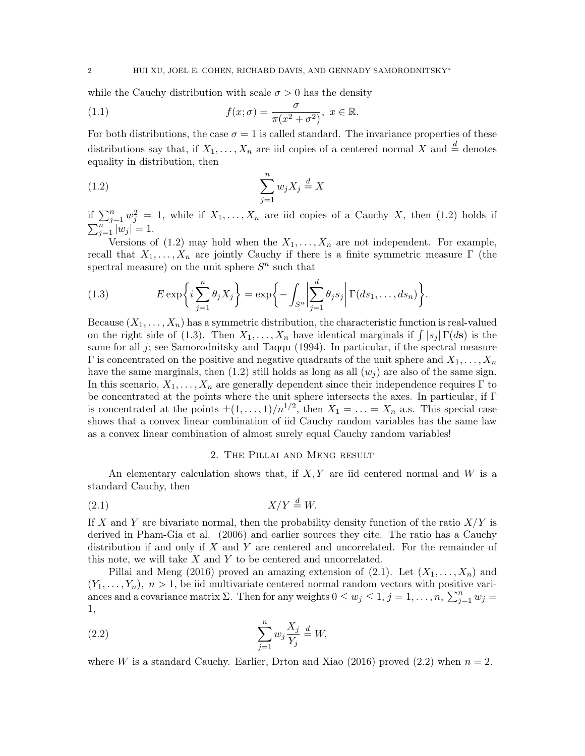while the Cauchy distribution with scale $\sigma > 0$ has the density

$$f(x;\sigma) = \frac{\sigma}{\pi(x^2+\sigma^2)}, \; x \in \mathbb{R}. \tag{1.1}$$

For both distributions, the case $\sigma = 1$ is called standard. The invariance properties of these distributions say that, if $X_1, \ldots, X_n$ are iid copies of a centered normal $X$ and $\stackrel{d}{=}$ denotes equality in distribution, then

$$\sum_{j=1}^{n} w_j X_j \stackrel{d}{=} X \tag{1.2}$$

if $\sum_{j=1}^{n} w_j^2 = 1$, while if $X_1, \ldots, X_n$ are iid copies of a Cauchy $X$, then (1.2) holds if $\sum_{j=1}^{n} |w_j| = 1$.

Versions of (1.2) may hold when the $X_1, \ldots, X_n$ are not independent. For example, recall that $X_1, \ldots, X_n$ are jointly Cauchy if there is a finite symmetric measure $\Gamma$ (the spectral measure) on the unit sphere $S^n$ such that

$$E \exp\left\{ i \sum_{j=1}^{n} \theta_j X_j \right\} = \exp\left\{ - \int_{S^n} \left| \sum_{j=1}^{d} \theta_j s_j \right| \Gamma(ds_1, \ldots, ds_n) \right\}. \tag{1.3}$$

Because $(X_1, \ldots, X_n)$ has a symmetric distribution, the characteristic function is real-valued on the right side of (1.3). Then $X_1, \ldots, X_n$ have identical marginals if $\int |s_j| \, \Gamma(d\mathbf{s})$ is the same for all $j$; see Samorodnitsky and Taqqu (1994). In particular, if the spectral measure $\Gamma$ is concentrated on the positive and negative quadrants of the unit sphere and $X_1, \ldots, X_n$ have the same marginals, then (1.2) still holds as long as all $(w_j)$ are also of the same sign. In this scenario, $X_1, \ldots, X_n$ are generally dependent since their independence requires $\Gamma$ to be concentrated at the points where the unit sphere intersects the axes. In particular, if $\Gamma$ is concentrated at the points $\pm(1, \ldots, 1)/n^{1/2}$, then $X_1 = \ldots = X_n$ a.s. This special case shows that a convex linear combination of iid Cauchy random variables has the same law as a convex linear combination of almost surely equal Cauchy random variables!

## 2. The Pillai and Meng result

An elementary calculation shows that, if $X, Y$ are iid centered normal and $W$ is a standard Cauchy, then

$$X/Y \stackrel{d}{=} W. \tag{2.1}$$

If $X$ and $Y$ are bivariate normal, then the probability density function of the ratio $X/Y$ is derived in Pham-Gia et al. (2006) and earlier sources they cite. The ratio has a Cauchy distribution if and only if $X$ and $Y$ are centered and uncorrelated. For the remainder of this note, we will take $X$ and $Y$ to be centered and uncorrelated.

Pillai and Meng (2016) proved an amazing extension of (2.1). Let $(X_1, \ldots, X_n)$ and $(Y_1, \ldots, Y_n)$, $n > 1$, be iid multivariate centered normal random vectors with positive variances and a covariance matrix $\Sigma$. Then for any weights $0 \le w_j \le 1$, $j = 1, \ldots, n$, $\sum_{j=1}^{n} w_j = 1$,

$$\sum_{j=1}^{n} w_j \frac{X_j}{Y_j} \stackrel{d}{=} W, \tag{2.2}$$

where $W$ is a standard Cauchy. Earlier, Drton and Xiao (2016) proved (2.2) when $n = 2$.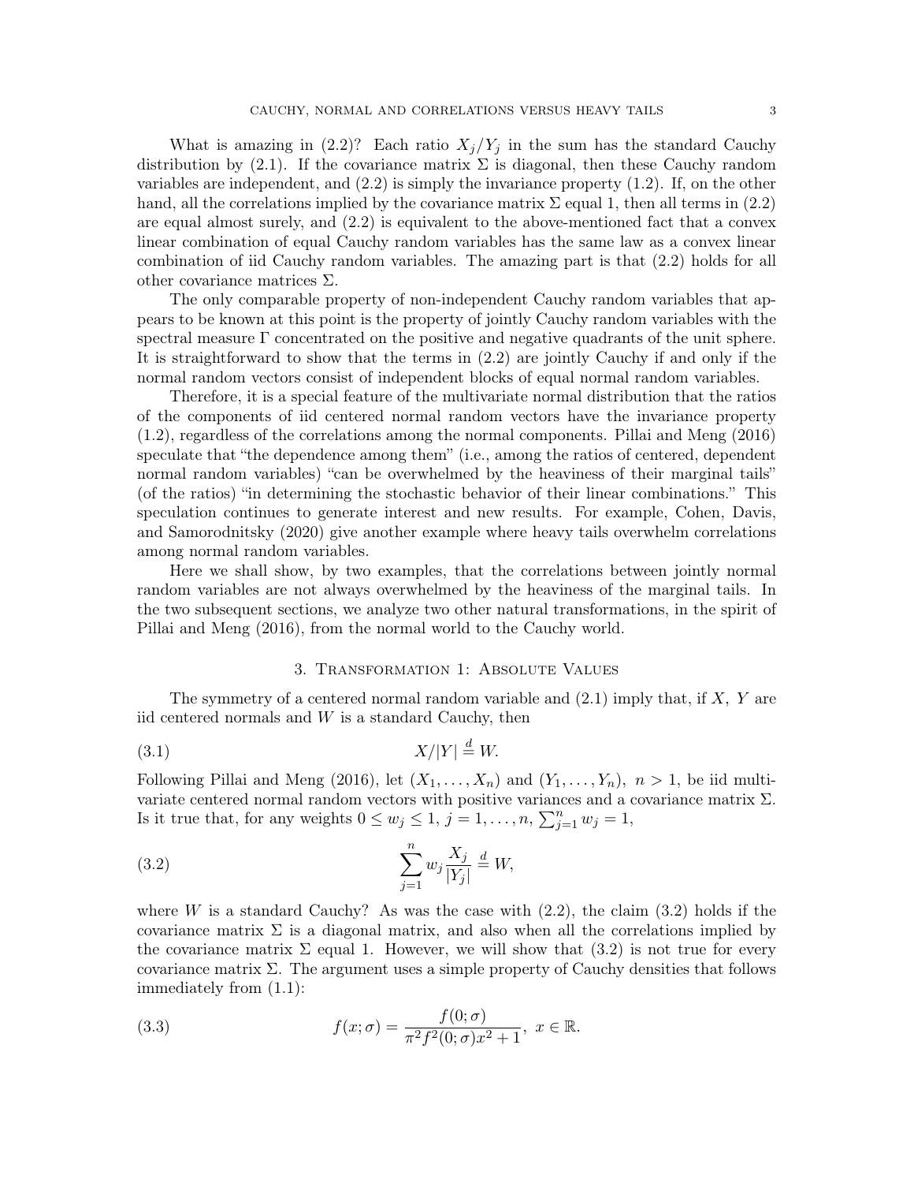What is amazing in (2.2)? Each ratio $X_j/Y_j$ in the sum has the standard Cauchy distribution by (2.1). If the covariance matrix $\Sigma$ is diagonal, then these Cauchy random variables are independent, and (2.2) is simply the invariance property (1.2). If, on the other hand, all the correlations implied by the covariance matrix $\Sigma$ equal 1, then all terms in (2.2) are equal almost surely, and (2.2) is equivalent to the above-mentioned fact that a convex linear combination of equal Cauchy random variables has the same law as a convex linear combination of iid Cauchy random variables. The amazing part is that (2.2) holds for all other covariance matrices $\Sigma$.

The only comparable property of non-independent Cauchy random variables that appears to be known at this point is the property of jointly Cauchy random variables with the spectral measure $\Gamma$ concentrated on the positive and negative quadrants of the unit sphere. It is straightforward to show that the terms in (2.2) are jointly Cauchy if and only if the normal random vectors consist of independent blocks of equal normal random variables.

Therefore, it is a special feature of the multivariate normal distribution that the ratios of the components of iid centered normal random vectors have the invariance property (1.2), regardless of the correlations among the normal components. Pillai and Meng (2016) speculate that "the dependence among them" (i.e., among the ratios of centered, dependent normal random variables) "can be overwhelmed by the heaviness of their marginal tails" (of the ratios) "in determining the stochastic behavior of their linear combinations." This speculation continues to generate interest and new results. For example, Cohen, Davis, and Samorodnitsky (2020) give another example where heavy tails overwhelm correlations among normal random variables.

Here we shall show, by two examples, that the correlations between jointly normal random variables are not always overwhelmed by the heaviness of the marginal tails. In the two subsequent sections, we analyze two other natural transformations, in the spirit of Pillai and Meng (2016), from the normal world to the Cauchy world.

## 3. Transformation 1: Absolute Values

The symmetry of a centered normal random variable and (2.1) imply that, if $X$, $Y$ are iid centered normals and $W$ is a standard Cauchy, then

$$X/|Y| \stackrel{d}{=} W. \tag{3.1}$$

Following Pillai and Meng (2016), let $(X_1, \ldots, X_n)$ and $(Y_1, \ldots, Y_n)$, $n > 1$, be iid multivariate centered normal random vectors with positive variances and a covariance matrix $\Sigma$. Is it true that, for any weights $0 \le w_j \le 1$, $j = 1, \ldots, n$, $\sum_{j=1}^{n} w_j = 1$,

$$\sum_{j=1}^{n} w_j \frac{X_j}{|Y_j|} \stackrel{d}{=} W, \tag{3.2}$$

where $W$ is a standard Cauchy? As was the case with (2.2), the claim (3.2) holds if the covariance matrix $\Sigma$ is a diagonal matrix, and also when all the correlations implied by the covariance matrix $\Sigma$ equal 1. However, we will show that (3.2) is not true for every covariance matrix $\Sigma$. The argument uses a simple property of Cauchy densities that follows immediately from (1.1):

$$f(x; \sigma) = \frac{f(0; \sigma)}{\pi^2 f^2(0; \sigma) x^2 + 1}, \ x \in \mathbb{R}. \tag{3.3}$$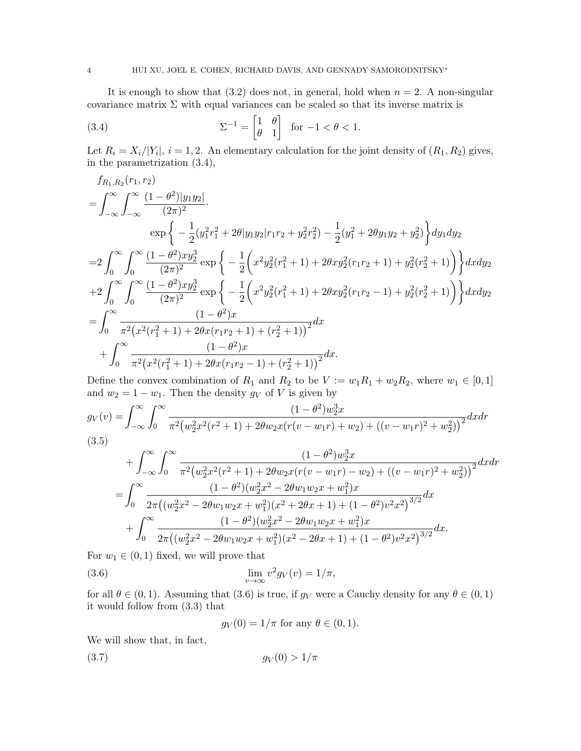It is enough to show that (3.2) does not, in general, hold when $n = 2$. A non-singular covariance matrix $\Sigma$ with equal variances can be scaled so that its inverse matrix is

$$\Sigma^{-1} = \begin{bmatrix} 1 & \theta \\ \theta & 1 \end{bmatrix} \quad \text{for } -1 < \theta < 1. \tag{3.4}$$

Let $R_i = X_i/|Y_i|$, $i = 1, 2$. An elementary calculation for the joint density of $(R_1, R_2)$ gives, in the parametrization (3.4),

$$\begin{aligned}
&f_{R_1,R_2}(r_1, r_2) \\
&= \int_{-\infty}^{\infty}\int_{-\infty}^{\infty} \frac{(1-\theta^2)|y_1 y_2|}{(2\pi)^2} \cdot \\
&\qquad\qquad \exp\left\{ -\frac{1}{2}(y_1^2 r_1^2 + 2\theta |y_1 y_2| r_1 r_2 + y_2^2 r_2^2) - \frac{1}{2}(y_1^2 + 2\theta y_1 y_2 + y_2^2)\right\} dy_1 dy_2 \\
&= 2\int_0^{\infty}\int_0^{\infty} \frac{(1-\theta^2) x y_2^3}{(2\pi)^2} \exp\left\{ -\frac{1}{2}\left( x^2 y_2^2 (r_1^2+1) + 2\theta x y_2^2 (r_1 r_2 + 1) + y_2^2 (r_2^2+1)\right)\right\} dx dy_2 \\
&+ 2\int_0^{\infty}\int_0^{\infty} \frac{(1-\theta^2) x y_2^3}{(2\pi)^2} \exp\left\{ -\frac{1}{2}\left( x^2 y_2^2 (r_1^2+1) + 2\theta x y_2^2 (r_1 r_2 - 1) + y_2^2 (r_2^2+1)\right)\right\} dx dy_2 \\
&= \int_0^{\infty} \frac{(1-\theta^2)x}{\pi^2\big(x^2(r_1^2+1) + 2\theta x (r_1 r_2 + 1) + (r_2^2+1)\big)^2} dx \\
&\quad + \int_0^{\infty} \frac{(1-\theta^2)x}{\pi^2\big(x^2(r_1^2+1) + 2\theta x (r_1 r_2 - 1) + (r_2^2+1)\big)^2} dx.
\end{aligned}$$

Define the convex combination of $R_1$ and $R_2$ to be $V := w_1 R_1 + w_2 R_2$, where $w_1 \in [0, 1]$ and $w_2 = 1 - w_1$. Then the density $g_V$ of $V$ is given by

$$\begin{aligned}
g_V(v) &= \int_{-\infty}^{\infty}\int_0^{\infty} \frac{(1-\theta^2) w_2^3 x}{\pi^2\big(w_2^2 x^2 (r^2+1) + 2\theta w_2 x (r(v - w_1 r) + w_2) + ((v - w_1 r)^2 + w_2^2)\big)^2} dx dr \\
&\quad + \int_{-\infty}^{\infty}\int_0^{\infty} \frac{(1-\theta^2) w_2^3 x}{\pi^2\big(w_2^2 x^2 (r^2+1) + 2\theta w_2 x (r(v - w_1 r) - w_2) + ((v - w_1 r)^2 + w_2^2)\big)^2} dx dr \\
&= \int_0^{\infty} \frac{(1-\theta^2)(w_2^2 x^2 - 2\theta w_1 w_2 x + w_1^2) x}{2\pi\big((w_2^2 x^2 - 2\theta w_1 w_2 x + w_1^2)(x^2 + 2\theta x + 1) + (1-\theta^2) v^2 x^2\big)^{3/2}} dx \\
&\quad + \int_0^{\infty} \frac{(1-\theta^2)(w_2^2 x^2 - 2\theta w_1 w_2 x + w_1^2) x}{2\pi\big((w_2^2 x^2 - 2\theta w_1 w_2 x + w_1^2)(x^2 - 2\theta x + 1) + (1-\theta^2) v^2 x^2\big)^{3/2}} dx.
\end{aligned} \tag{3.5}$$

For $w_1 \in (0, 1)$ fixed, we will prove that

$$\lim_{v\to\infty} v^2 g_V(v) = 1/\pi, \tag{3.6}$$

for all $\theta \in (0, 1)$. Assuming that (3.6) is true, if $g_V$ were a Cauchy density for any $\theta \in (0, 1)$ it would follow from (3.3) that

$$g_V(0) = 1/\pi \text{ for any } \theta \in (0, 1).$$

We will show that, in fact,

$$g_V(0) > 1/\pi \tag{3.7}$$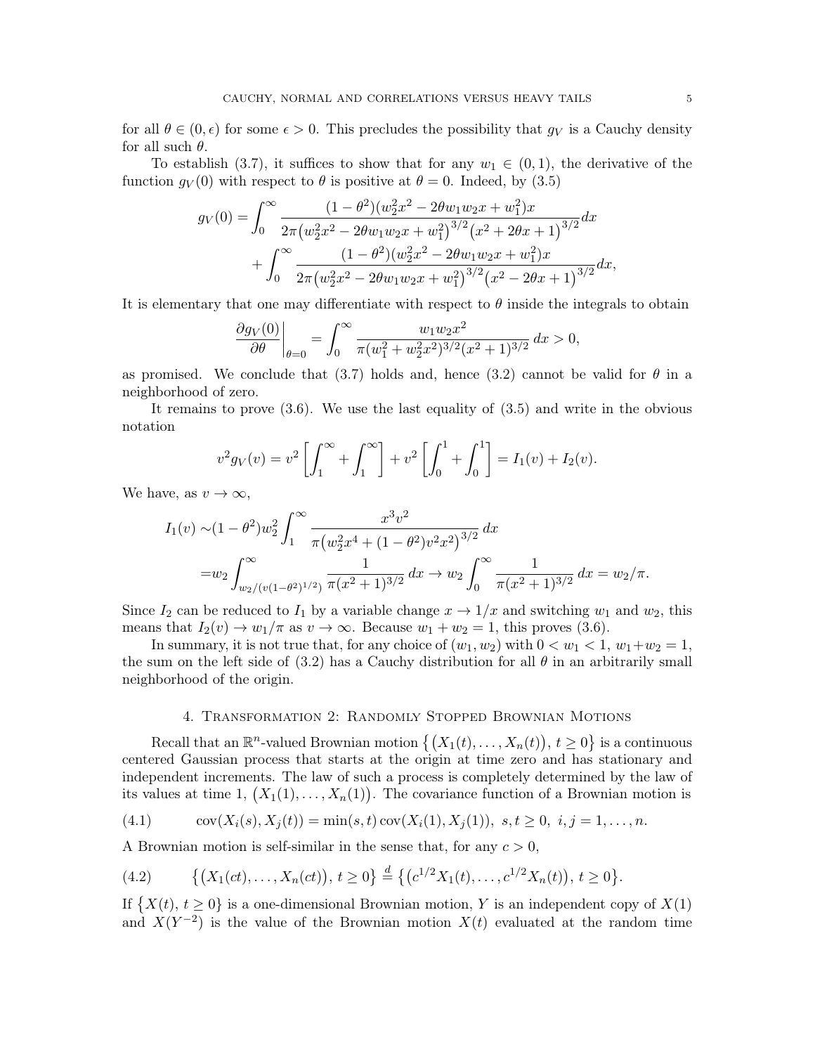for all $\theta \in (0, \epsilon)$ for some $\epsilon > 0$. This precludes the possibility that $g_V$ is a Cauchy density for all such $\theta$.

To establish (3.7), it suffices to show that for any $w_1 \in (0,1)$, the derivative of the function $g_V(0)$ with respect to $\theta$ is positive at $\theta = 0$. Indeed, by (3.5)

$$
\begin{aligned}
g_V(0) = & \int_0^\infty \frac{(1-\theta^2)(w_2^2x^2 - 2\theta w_1 w_2 x + w_1^2)x}{2\pi\big(w_2^2x^2 - 2\theta w_1 w_2 x + w_1^2\big)^{3/2}\big(x^2+2\theta x+1\big)^{3/2}}dx \\
& + \int_0^\infty \frac{(1-\theta^2)(w_2^2x^2 - 2\theta w_1 w_2 x + w_1^2)x}{2\pi\big(w_2^2x^2 - 2\theta w_1 w_2 x + w_1^2\big)^{3/2}\big(x^2-2\theta x+1\big)^{3/2}}dx,
\end{aligned}
$$

It is elementary that one may differentiate with respect to $\theta$ inside the integrals to obtain

$$
\left.\frac{\partial g_V(0)}{\partial \theta}\right|_{\theta=0} = \int_0^\infty \frac{w_1 w_2 x^2}{\pi(w_1^2 + w_2^2 x^2)^{3/2}(x^2+1)^{3/2}}\,dx > 0,
$$

as promised. We conclude that (3.7) holds and, hence (3.2) cannot be valid for $\theta$ in a neighborhood of zero.

It remains to prove (3.6). We use the last equality of (3.5) and write in the obvious notation

$$
v^2 g_V(v) = v^2\left[\int_1^\infty + \int_1^\infty\right] + v^2\left[\int_0^1 + \int_0^1\right] = I_1(v) + I_2(v).
$$

We have, as $v \to \infty$,

$$
\begin{aligned}
I_1(v) \sim & (1-\theta^2)w_2^2 \int_1^\infty \frac{x^3 v^2}{\pi\big(w_2^2 x^4 + (1-\theta^2)v^2x^2\big)^{3/2}}\,dx \\
= & w_2 \int_{w_2/(v(1-\theta^2)^{1/2})}^\infty \frac{1}{\pi(x^2+1)^{3/2}}\,dx \to w_2 \int_0^\infty \frac{1}{\pi(x^2+1)^{3/2}}\,dx = w_2/\pi.
\end{aligned}
$$

Since $I_2$ can be reduced to $I_1$ by a variable change $x \to 1/x$ and switching $w_1$ and $w_2$, this means that $I_2(v) \to w_1/\pi$ as $v \to \infty$. Because $w_1 + w_2 = 1$, this proves (3.6).

In summary, it is not true that, for any choice of $(w_1, w_2)$ with $0 < w_1 < 1$, $w_1 + w_2 = 1$, the sum on the left side of (3.2) has a Cauchy distribution for all $\theta$ in an arbitrarily small neighborhood of the origin.

## 4. Transformation 2: Randomly Stopped Brownian Motions

Recall that an $\mathbb{R}^n$-valued Brownian motion $\big\{\big(X_1(t), \dots, X_n(t)\big),\, t \geq 0\big\}$ is a continuous centered Gaussian process that starts at the origin at time zero and has stationary and independent increments. The law of such a process is completely determined by the law of its values at time 1, $\big(X_1(1), \dots, X_n(1)\big)$. The covariance function of a Brownian motion is

$$
\operatorname{cov}(X_i(s), X_j(t)) = \min(s,t)\operatorname{cov}(X_i(1), X_j(1)),\ s,t \geq 0,\ i,j = 1,\dots,n. \tag{4.1}
$$

A Brownian motion is self-similar in the sense that, for any $c > 0$,

$$
\big\{\big(X_1(ct), \dots, X_n(ct)\big),\, t \geq 0\big\} \stackrel{d}{=} \big\{\big(c^{1/2}X_1(t), \dots, c^{1/2}X_n(t)\big),\, t \geq 0\big\}. \tag{4.2}
$$

If $\big\{X(t),\, t \geq 0\big\}$ is a one-dimensional Brownian motion, $Y$ is an independent copy of $X(1)$ and $X(Y^{-2})$ is the value of the Brownian motion $X(t)$ evaluated at the random time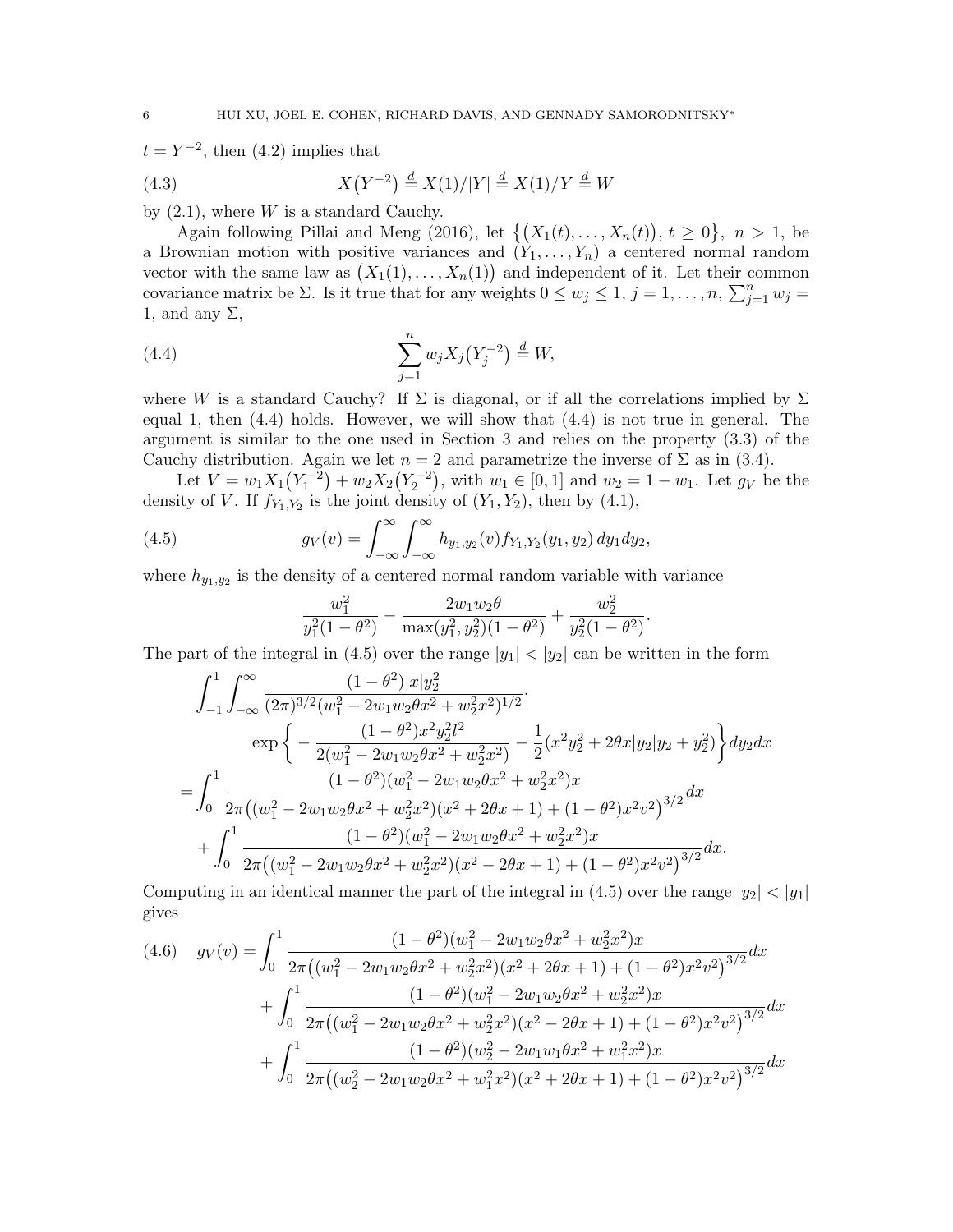$t = Y^{-2}$, then (4.2) implies that

$$X\big(Y^{-2}\big) \overset{d}{=} X(1)/|Y| \overset{d}{=} X(1)/Y \overset{d}{=} W \tag{4.3}$$

by (2.1), where $W$ is a standard Cauchy.

Again following Pillai and Meng (2016), let $\big\{\big(X_1(t),\dots,X_n(t)\big),\, t\geq 0\big\},\ n>1$, be a Brownian motion with positive variances and $(Y_1,\dots,Y_n)$ a centered normal random vector with the same law as $\big(X_1(1),\dots,X_n(1)\big)$ and independent of it. Let their common covariance matrix be $\Sigma$. Is it true that for any weights $0\leq w_j\leq 1$, $j=1,\dots,n$, $\sum_{j=1}^n w_j = 1$, and any $\Sigma$,

$$\sum_{j=1}^n w_j X_j\big(Y_j^{-2}\big) \overset{d}{=} W, \tag{4.4}$$

where $W$ is a standard Cauchy? If $\Sigma$ is diagonal, or if all the correlations implied by $\Sigma$ equal 1, then (4.4) holds. However, we will show that (4.4) is not true in general. The argument is similar to the one used in Section 3 and relies on the property (3.3) of the Cauchy distribution. Again we let $n=2$ and parametrize the inverse of $\Sigma$ as in (3.4).

Let $V = w_1X_1\big(Y_1^{-2}\big) + w_2X_2\big(Y_2^{-2}\big)$, with $w_1\in[0,1]$ and $w_2 = 1-w_1$. Let $g_V$ be the density of $V$. If $f_{Y_1,Y_2}$ is the joint density of $(Y_1,Y_2)$, then by (4.1),

$$g_V(v) = \int_{-\infty}^{\infty}\int_{-\infty}^{\infty} h_{y_1,y_2}(v) f_{Y_1,Y_2}(y_1,y_2)\,dy_1dy_2, \tag{4.5}$$

where $h_{y_1,y_2}$ is the density of a centered normal random variable with variance

$$\frac{w_1^2}{y_1^2(1-\theta^2)} - \frac{2w_1w_2\theta}{\max(y_1^2,y_2^2)(1-\theta^2)} + \frac{w_2^2}{y_2^2(1-\theta^2)}.$$

The part of the integral in (4.5) over the range $|y_1|<|y_2|$ can be written in the form

$$\begin{aligned}
&\int_{-1}^{1}\int_{-\infty}^{\infty} \frac{(1-\theta^2)|x|y_2^2}{(2\pi)^{3/2}(w_1^2-2w_1w_2\theta x^2+w_2^2x^2)^{1/2}}\cdot \\
&\qquad \exp\left\{-\frac{(1-\theta^2)x^2y_2^2l^2}{2(w_1^2-2w_1w_2\theta x^2+w_2^2x^2)} - \frac{1}{2}(x^2y_2^2+2\theta x|y_2|y_2+y_2^2)\right\}dy_2dx \\
&= \int_0^1 \frac{(1-\theta^2)(w_1^2-2w_1w_2\theta x^2+w_2^2x^2)x}{2\pi\big((w_1^2-2w_1w_2\theta x^2+w_2^2x^2)(x^2+2\theta x+1)+(1-\theta^2)x^2v^2\big)^{3/2}}dx \\
&\quad + \int_0^1 \frac{(1-\theta^2)(w_1^2-2w_1w_2\theta x^2+w_2^2x^2)x}{2\pi\big((w_1^2-2w_1w_2\theta x^2+w_2^2x^2)(x^2-2\theta x+1)+(1-\theta^2)x^2v^2\big)^{3/2}}dx.
\end{aligned}$$

Computing in an identical manner the part of the integral in (4.5) over the range $|y_2|<|y_1|$ gives

$$\begin{aligned}
g_V(v) &= \int_0^1 \frac{(1-\theta^2)(w_1^2-2w_1w_2\theta x^2+w_2^2x^2)x}{2\pi\big((w_1^2-2w_1w_2\theta x^2+w_2^2x^2)(x^2+2\theta x+1)+(1-\theta^2)x^2v^2\big)^{3/2}}dx \\
&\quad + \int_0^1 \frac{(1-\theta^2)(w_1^2-2w_1w_2\theta x^2+w_2^2x^2)x}{2\pi\big((w_1^2-2w_1w_2\theta x^2+w_2^2x^2)(x^2-2\theta x+1)+(1-\theta^2)x^2v^2\big)^{3/2}}dx \\
&\quad + \int_0^1 \frac{(1-\theta^2)(w_2^2-2w_1w_1\theta x^2+w_1^2x^2)x}{2\pi\big((w_2^2-2w_1w_2\theta x^2+w_1^2x^2)(x^2+2\theta x+1)+(1-\theta^2)x^2v^2\big)^{3/2}}dx
\end{aligned} \tag{4.6}$$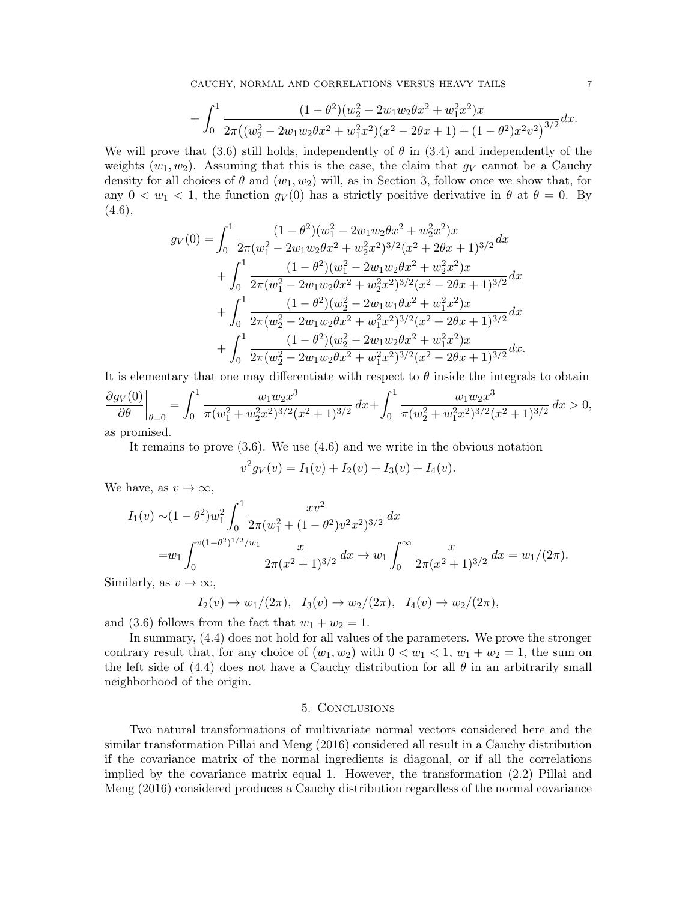$$+ \int_0^1 \frac{(1-\theta^2)(w_2^2 - 2w_1w_2\theta x^2 + w_1^2x^2)x}{2\pi\big((w_2^2 - 2w_1w_2\theta x^2 + w_1^2x^2)(x^2 - 2\theta x + 1) + (1-\theta^2)x^2v^2\big)^{3/2}}dx.$$

We will prove that (3.6) still holds, independently of $\theta$ in (3.4) and independently of the weights $(w_1, w_2)$. Assuming that this is the case, the claim that $g_V$ cannot be a Cauchy density for all choices of $\theta$ and $(w_1, w_2)$ will, as in Section 3, follow once we show that, for any $0 < w_1 < 1$, the function $g_V(0)$ has a strictly positive derivative in $\theta$ at $\theta = 0$. By (4.6),

$$\begin{aligned}
g_V(0) = &\int_0^1 \frac{(1-\theta^2)(w_1^2 - 2w_1w_2\theta x^2 + w_2^2x^2)x}{2\pi(w_1^2 - 2w_1w_2\theta x^2 + w_2^2x^2)^{3/2}(x^2 + 2\theta x + 1)^{3/2}}dx \\
&+ \int_0^1 \frac{(1-\theta^2)(w_1^2 - 2w_1w_2\theta x^2 + w_2^2x^2)x}{2\pi(w_1^2 - 2w_1w_2\theta x^2 + w_2^2x^2)^{3/2}(x^2 - 2\theta x + 1)^{3/2}}dx \\
&+ \int_0^1 \frac{(1-\theta^2)(w_2^2 - 2w_1w_1\theta x^2 + w_1^2x^2)x}{2\pi(w_2^2 - 2w_1w_2\theta x^2 + w_1^2x^2)^{3/2}(x^2 + 2\theta x + 1)^{3/2}}dx \\
&+ \int_0^1 \frac{(1-\theta^2)(w_2^2 - 2w_1w_2\theta x^2 + w_1^2x^2)x}{2\pi(w_2^2 - 2w_1w_2\theta x^2 + w_1^2x^2)^{3/2}(x^2 - 2\theta x + 1)^{3/2}}dx.
\end{aligned}$$

It is elementary that one may differentiate with respect to $\theta$ inside the integrals to obtain

$$\left.\frac{\partial g_V(0)}{\partial \theta}\right|_{\theta=0} = \int_0^1 \frac{w_1w_2x^3}{\pi(w_1^2 + w_2^2x^2)^{3/2}(x^2+1)^{3/2}}\,dx + \int_0^1 \frac{w_1w_2x^3}{\pi(w_2^2 + w_1^2x^2)^{3/2}(x^2+1)^{3/2}}\,dx > 0,$$

as promised.

It remains to prove (3.6). We use (4.6) and we write in the obvious notation

$$v^2 g_V(v) = I_1(v) + I_2(v) + I_3(v) + I_4(v).$$

We have, as $v \to \infty$,

$$\begin{aligned}
I_1(v) \sim &(1-\theta^2)w_1^2 \int_0^1 \frac{xv^2}{2\pi(w_1^2 + (1-\theta^2)v^2x^2)^{3/2}}\,dx \\
= &w_1 \int_0^{v(1-\theta^2)^{1/2}/w_1} \frac{x}{2\pi(x^2+1)^{3/2}}\,dx \to w_1 \int_0^\infty \frac{x}{2\pi(x^2+1)^{3/2}}\,dx = w_1/(2\pi).
\end{aligned}$$

Similarly, as $v \to \infty$,

$$I_2(v) \to w_1/(2\pi), \quad I_3(v) \to w_2/(2\pi), \quad I_4(v) \to w_2/(2\pi),$$

and (3.6) follows from the fact that $w_1 + w_2 = 1$.

In summary, (4.4) does not hold for all values of the parameters. We prove the stronger contrary result that, for any choice of $(w_1, w_2)$ with $0 < w_1 < 1$, $w_1 + w_2 = 1$, the sum on the left side of (4.4) does not have a Cauchy distribution for all $\theta$ in an arbitrarily small neighborhood of the origin.

## 5. Conclusions

Two natural transformations of multivariate normal vectors considered here and the similar transformation Pillai and Meng (2016) considered all result in a Cauchy distribution if the covariance matrix of the normal ingredients is diagonal, or if all the correlations implied by the covariance matrix equal 1. However, the transformation (2.2) Pillai and Meng (2016) considered produces a Cauchy distribution regardless of the normal covariance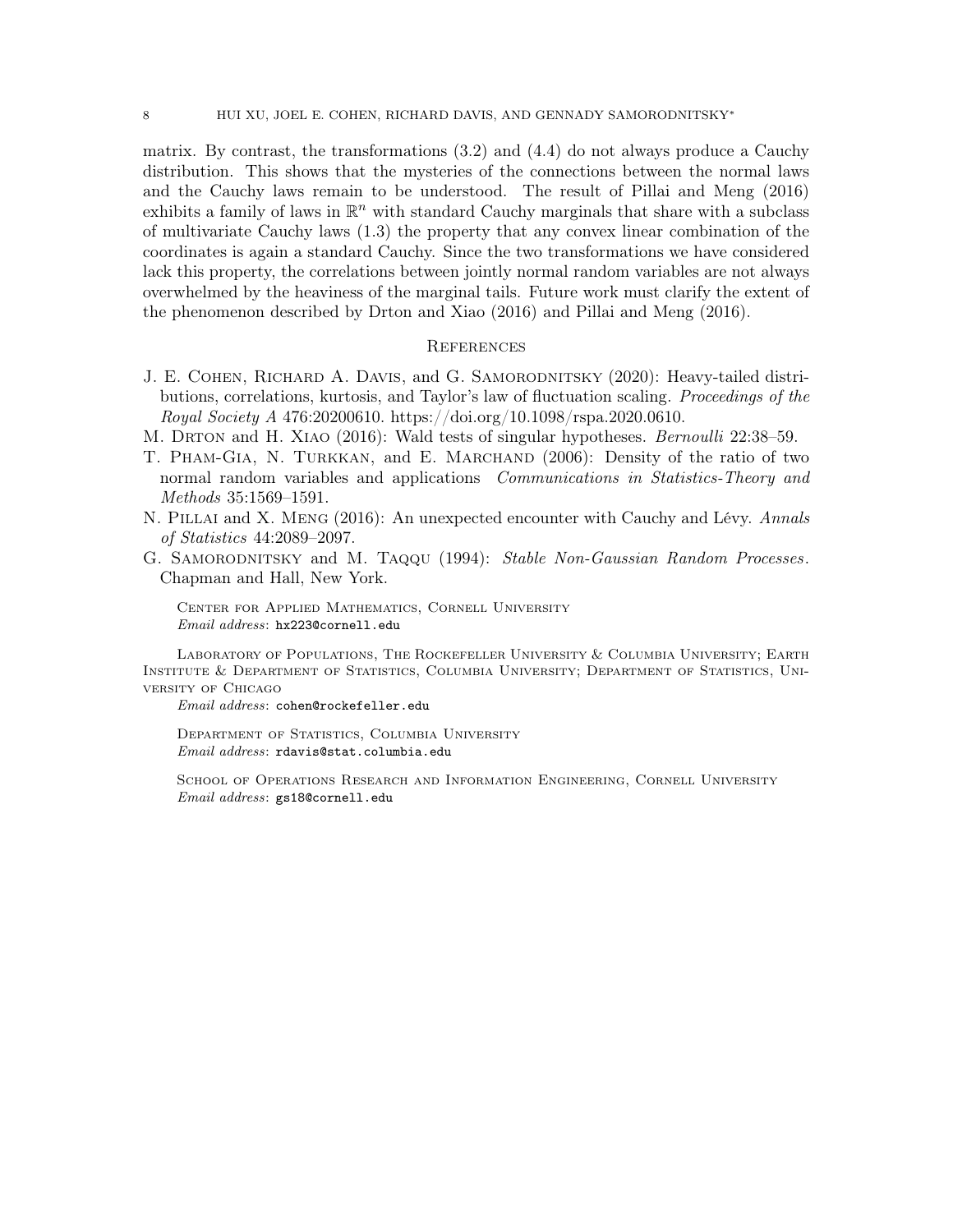matrix. By contrast, the transformations (3.2) and (4.4) do not always produce a Cauchy distribution. This shows that the mysteries of the connections between the normal laws and the Cauchy laws remain to be understood. The result of Pillai and Meng (2016) exhibits a family of laws in $\mathbb{R}^n$ with standard Cauchy marginals that share with a subclass of multivariate Cauchy laws (1.3) the property that any convex linear combination of the coordinates is again a standard Cauchy. Since the two transformations we have considered lack this property, the correlations between jointly normal random variables are not always overwhelmed by the heaviness of the marginal tails. Future work must clarify the extent of the phenomenon described by Drton and Xiao (2016) and Pillai and Meng (2016).

## References

J. E. Cohen, Richard A. Davis, and G. Samorodnitsky (2020): Heavy-tailed distributions, correlations, kurtosis, and Taylor's law of fluctuation scaling. *Proceedings of the Royal Society A* 476:20200610. https://doi.org/10.1098/rspa.2020.0610.

M. Drton and H. Xiao (2016): Wald tests of singular hypotheses. *Bernoulli* 22:38–59.

T. Pham-Gia, N. Turkkan, and E. Marchand (2006): Density of the ratio of two normal random variables and applications *Communications in Statistics-Theory and Methods* 35:1569–1591.

N. Pillai and X. Meng (2016): An unexpected encounter with Cauchy and Lévy. *Annals of Statistics* 44:2089–2097.

G. Samorodnitsky and M. Taqqu (1994): *Stable Non-Gaussian Random Processes*. Chapman and Hall, New York.

Center for Applied Mathematics, Cornell University
*Email address*: hx223@cornell.edu

Laboratory of Populations, The Rockefeller University & Columbia University; Earth Institute & Department of Statistics, Columbia University; Department of Statistics, University of Chicago
*Email address*: cohen@rockefeller.edu

Department of Statistics, Columbia University
*Email address*: rdavis@stat.columbia.edu

School of Operations Research and Information Engineering, Cornell University
*Email address*: gs18@cornell.edu